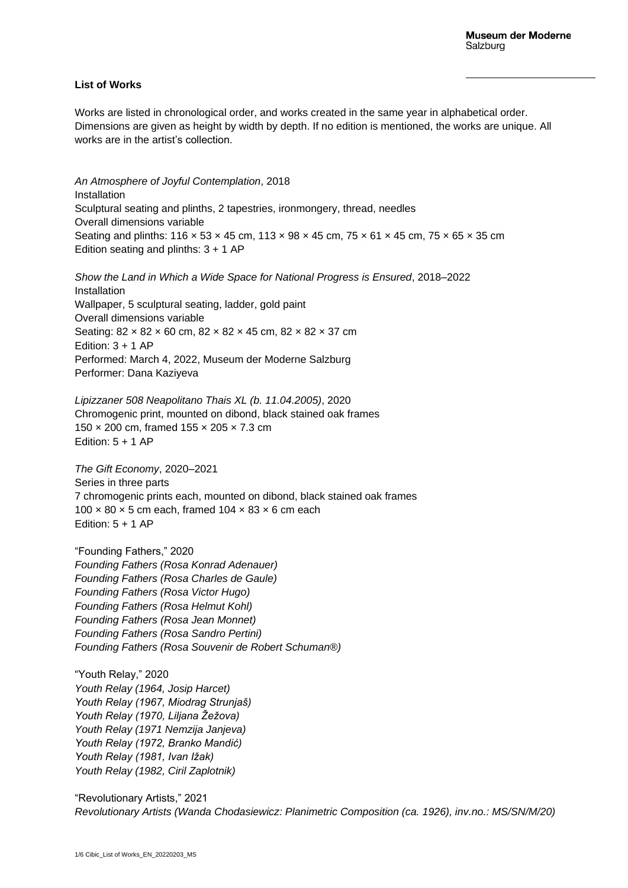**List of Works**

Works are listed in chronological order, and works created in the same year in alphabetical order. Dimensions are given as height by width by depth. If no edition is mentioned, the works are unique. All works are in the artist's collection.

*An Atmosphere of Joyful Contemplation*, 2018
Installation
Sculptural seating and plinths, 2 tapestries, ironmongery, thread, needles
Overall dimensions variable
Seating and plinths: 116 × 53 × 45 cm, 113 × 98 × 45 cm, 75 × 61 × 45 cm, 75 × 65 × 35 cm
Edition seating and plinths: 3 + 1 AP

*Show the Land in Which a Wide Space for National Progress is Ensured*, 2018–2022
Installation
Wallpaper, 5 sculptural seating, ladder, gold paint
Overall dimensions variable
Seating: 82 × 82 × 60 cm, 82 × 82 × 45 cm, 82 × 82 × 37 cm
Edition: 3 + 1 AP
Performed: March 4, 2022, Museum der Moderne Salzburg
Performer: Dana Kaziyeva

*Lipizzaner 508 Neapolitano Thais XL (b. 11.04.2005)*, 2020
Chromogenic print, mounted on dibond, black stained oak frames
150 × 200 cm, framed 155 × 205 × 7.3 cm
Edition: 5 + 1 AP

*The Gift Economy*, 2020–2021
Series in three parts
7 chromogenic prints each, mounted on dibond, black stained oak frames
100 × 80 × 5 cm each, framed 104 × 83 × 6 cm each
Edition: 5 + 1 AP

"Founding Fathers," 2020
*Founding Fathers (Rosa Konrad Adenauer)*
*Founding Fathers (Rosa Charles de Gaule)*
*Founding Fathers (Rosa Victor Hugo)*
*Founding Fathers (Rosa Helmut Kohl)*
*Founding Fathers (Rosa Jean Monnet)*
*Founding Fathers (Rosa Sandro Pertini)*
*Founding Fathers (Rosa Souvenir de Robert Schuman®)*

"Youth Relay," 2020
*Youth Relay (1964, Josip Harcet)*
*Youth Relay (1967, Miodrag Strunjaš)*
*Youth Relay (1970, Liljana Žežova)*
*Youth Relay (1971 Nemzija Janjeva)*
*Youth Relay (1972, Branko Mandić)*
*Youth Relay (1981, Ivan Ižak)*
*Youth Relay (1982, Ciril Zaplotnik)*

"Revolutionary Artists," 2021
*Revolutionary Artists (Wanda Chodasiewicz: Planimetric Composition (ca. 1926), inv.no.: MS/SN/M/20)*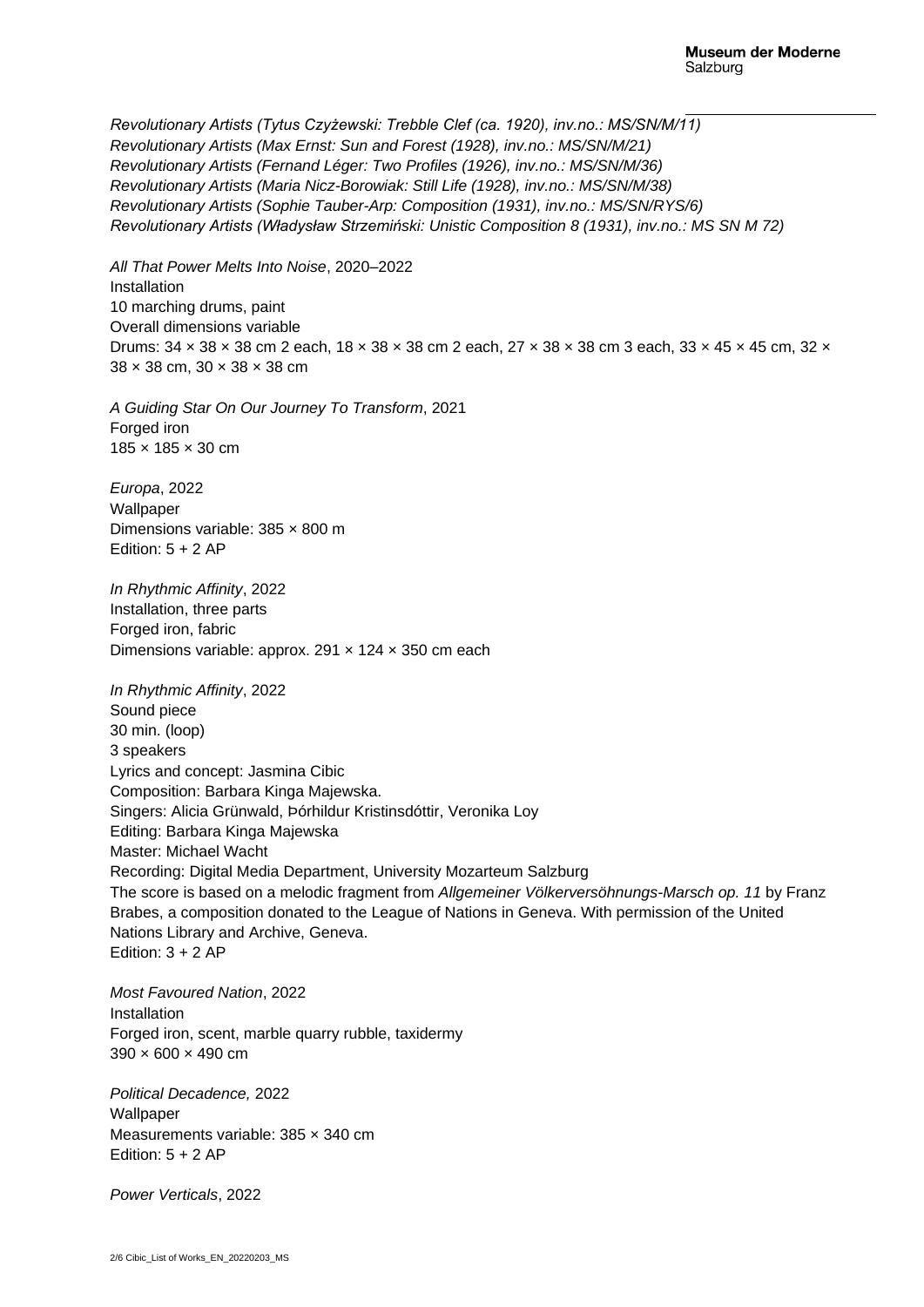*Revolutionary Artists (Tytus Czyżewski: Trebble Clef (ca. 1920), inv.no.: MS/SN/M/11)*
*Revolutionary Artists (Max Ernst: Sun and Forest (1928), inv.no.: MS/SN/M/21)*
*Revolutionary Artists (Fernand Léger: Two Profiles (1926), inv.no.: MS/SN/M/36)*
*Revolutionary Artists (Maria Nicz-Borowiak: Still Life (1928), inv.no.: MS/SN/M/38)*
*Revolutionary Artists (Sophie Tauber-Arp: Composition (1931), inv.no.: MS/SN/RYS/6)*
*Revolutionary Artists (Władysław Strzemiński: Unistic Composition 8 (1931), inv.no.: MS SN M 72)*

*All That Power Melts Into Noise*, 2020–2022
Installation
10 marching drums, paint
Overall dimensions variable
Drums: 34 × 38 × 38 cm 2 each, 18 × 38 × 38 cm 2 each, 27 × 38 × 38 cm 3 each, 33 × 45 × 45 cm, 32 × 38 × 38 cm, 30 × 38 × 38 cm

*A Guiding Star On Our Journey To Transform*, 2021
Forged iron
185 × 185 × 30 cm

*Europa*, 2022
Wallpaper
Dimensions variable: 385 × 800 m
Edition: 5 + 2 AP

*In Rhythmic Affinity*, 2022
Installation, three parts
Forged iron, fabric
Dimensions variable: approx. 291 × 124 × 350 cm each

*In Rhythmic Affinity*, 2022
Sound piece
30 min. (loop)
3 speakers
Lyrics and concept: Jasmina Cibic
Composition: Barbara Kinga Majewska.
Singers: Alicia Grünwald, Þórhildur Kristinsdóttir, Veronika Loy
Editing: Barbara Kinga Majewska
Master: Michael Wacht
Recording: Digital Media Department, University Mozarteum Salzburg
The score is based on a melodic fragment from *Allgemeiner Völkerversöhnungs-Marsch op. 11* by Franz Brabes, a composition donated to the League of Nations in Geneva. With permission of the United Nations Library and Archive, Geneva.
Edition: 3 + 2 AP

*Most Favoured Nation*, 2022
Installation
Forged iron, scent, marble quarry rubble, taxidermy
390 × 600 × 490 cm

*Political Decadence,* 2022
Wallpaper
Measurements variable: 385 × 340 cm
Edition: 5 + 2 AP

*Power Verticals*, 2022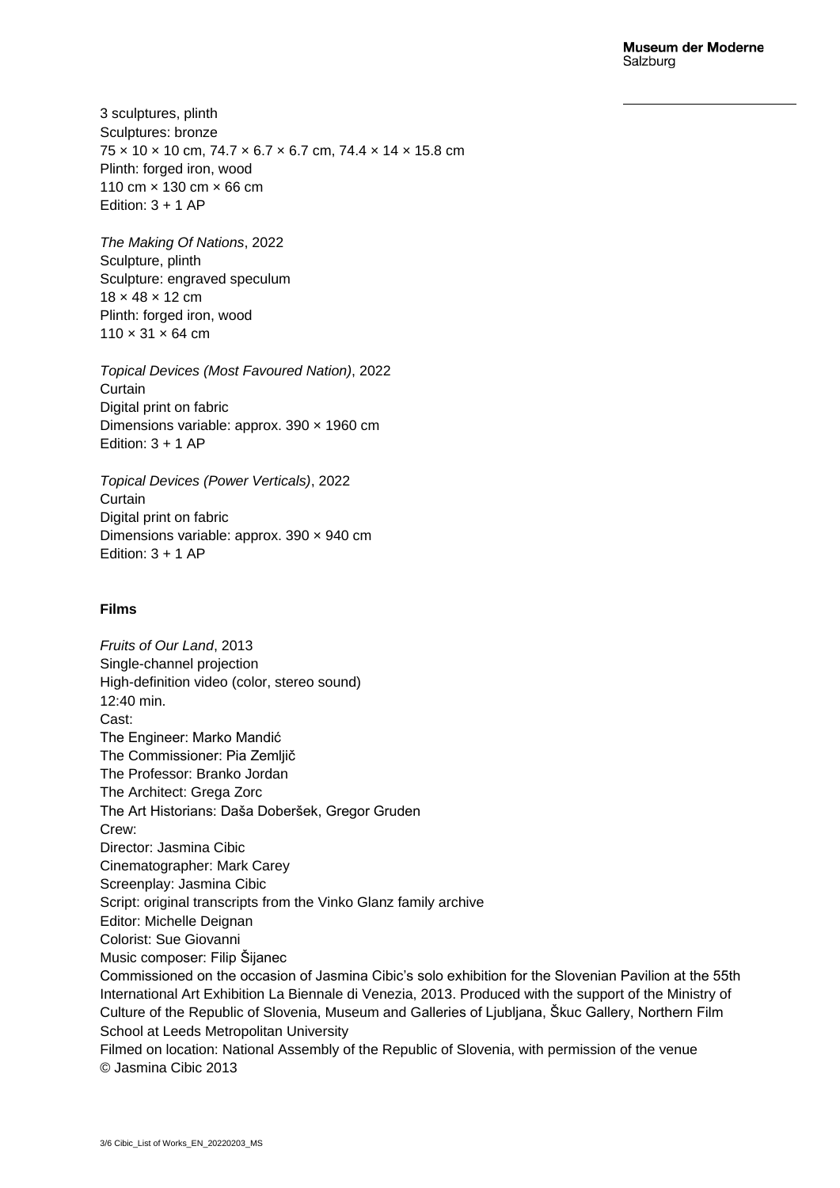3 sculptures, plinth
Sculptures: bronze
75 × 10 × 10 cm, 74.7 × 6.7 × 6.7 cm, 74.4 × 14 × 15.8 cm
Plinth: forged iron, wood
110 cm × 130 cm × 66 cm
Edition: 3 + 1 AP

*The Making Of Nations*, 2022
Sculpture, plinth
Sculpture: engraved speculum
18 × 48 × 12 cm
Plinth: forged iron, wood
110 × 31 × 64 cm

*Topical Devices (Most Favoured Nation)*, 2022
Curtain
Digital print on fabric
Dimensions variable: approx. 390 × 1960 cm
Edition: 3 + 1 AP

*Topical Devices (Power Verticals)*, 2022
Curtain
Digital print on fabric
Dimensions variable: approx. 390 × 940 cm
Edition: 3 + 1 AP

**Films**

*Fruits of Our Land*, 2013
Single-channel projection
High-definition video (color, stereo sound)
12:40 min.
Cast:
The Engineer: Marko Mandić
The Commissioner: Pia Zemljič
The Professor: Branko Jordan
The Architect: Grega Zorc
The Art Historians: Daša Doberšek, Gregor Gruden
Crew:
Director: Jasmina Cibic
Cinematographer: Mark Carey
Screenplay: Jasmina Cibic
Script: original transcripts from the Vinko Glanz family archive
Editor: Michelle Deignan
Colorist: Sue Giovanni
Music composer: Filip Šijanec
Commissioned on the occasion of Jasmina Cibic's solo exhibition for the Slovenian Pavilion at the 55th International Art Exhibition La Biennale di Venezia, 2013. Produced with the support of the Ministry of Culture of the Republic of Slovenia, Museum and Galleries of Ljubljana, Škuc Gallery, Northern Film School at Leeds Metropolitan University
Filmed on location: National Assembly of the Republic of Slovenia, with permission of the venue
© Jasmina Cibic 2013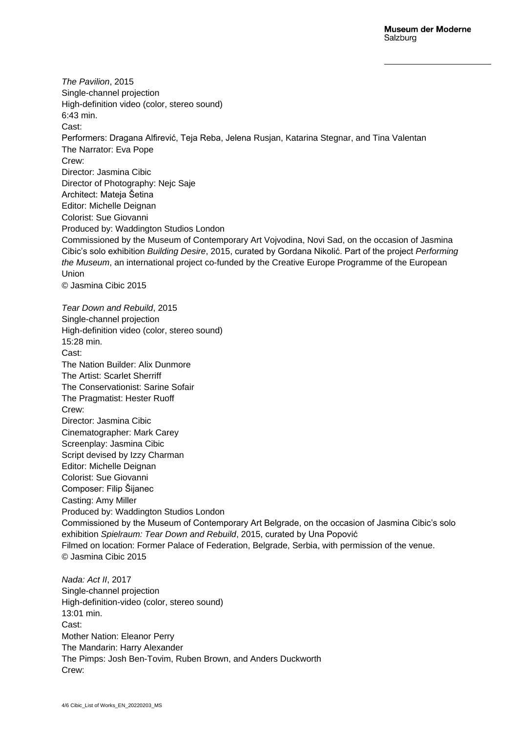*The Pavilion*, 2015
Single-channel projection
High-definition video (color, stereo sound)
6:43 min.
Cast:
Performers: Dragana Alfirević, Teja Reba, Jelena Rusjan, Katarina Stegnar, and Tina Valentan
The Narrator: Eva Pope
Crew:
Director: Jasmina Cibic
Director of Photography: Nejc Saje
Architect: Mateja Šetina
Editor: Michelle Deignan
Colorist: Sue Giovanni
Produced by: Waddington Studios London
Commissioned by the Museum of Contemporary Art Vojvodina, Novi Sad, on the occasion of Jasmina Cibic's solo exhibition *Building Desire*, 2015, curated by Gordana Nikolić. Part of the project *Performing the Museum*, an international project co-funded by the Creative Europe Programme of the European Union
© Jasmina Cibic 2015

*Tear Down and Rebuild*, 2015
Single-channel projection
High-definition video (color, stereo sound)
15:28 min.
Cast:
The Nation Builder: Alix Dunmore
The Artist: Scarlet Sherriff
The Conservationist: Sarine Sofair
The Pragmatist: Hester Ruoff
Crew:
Director: Jasmina Cibic
Cinematographer: Mark Carey
Screenplay: Jasmina Cibic
Script devised by Izzy Charman
Editor: Michelle Deignan
Colorist: Sue Giovanni
Composer: Filip Šijanec
Casting: Amy Miller
Produced by: Waddington Studios London
Commissioned by the Museum of Contemporary Art Belgrade, on the occasion of Jasmina Cibic's solo exhibition *Spielraum: Tear Down and Rebuild*, 2015, curated by Una Popović
Filmed on location: Former Palace of Federation, Belgrade, Serbia, with permission of the venue.
© Jasmina Cibic 2015

*Nada: Act II*, 2017
Single-channel projection
High-definition-video (color, stereo sound)
13:01 min.
Cast:
Mother Nation: Eleanor Perry
The Mandarin: Harry Alexander
The Pimps: Josh Ben-Tovim, Ruben Brown, and Anders Duckworth
Crew: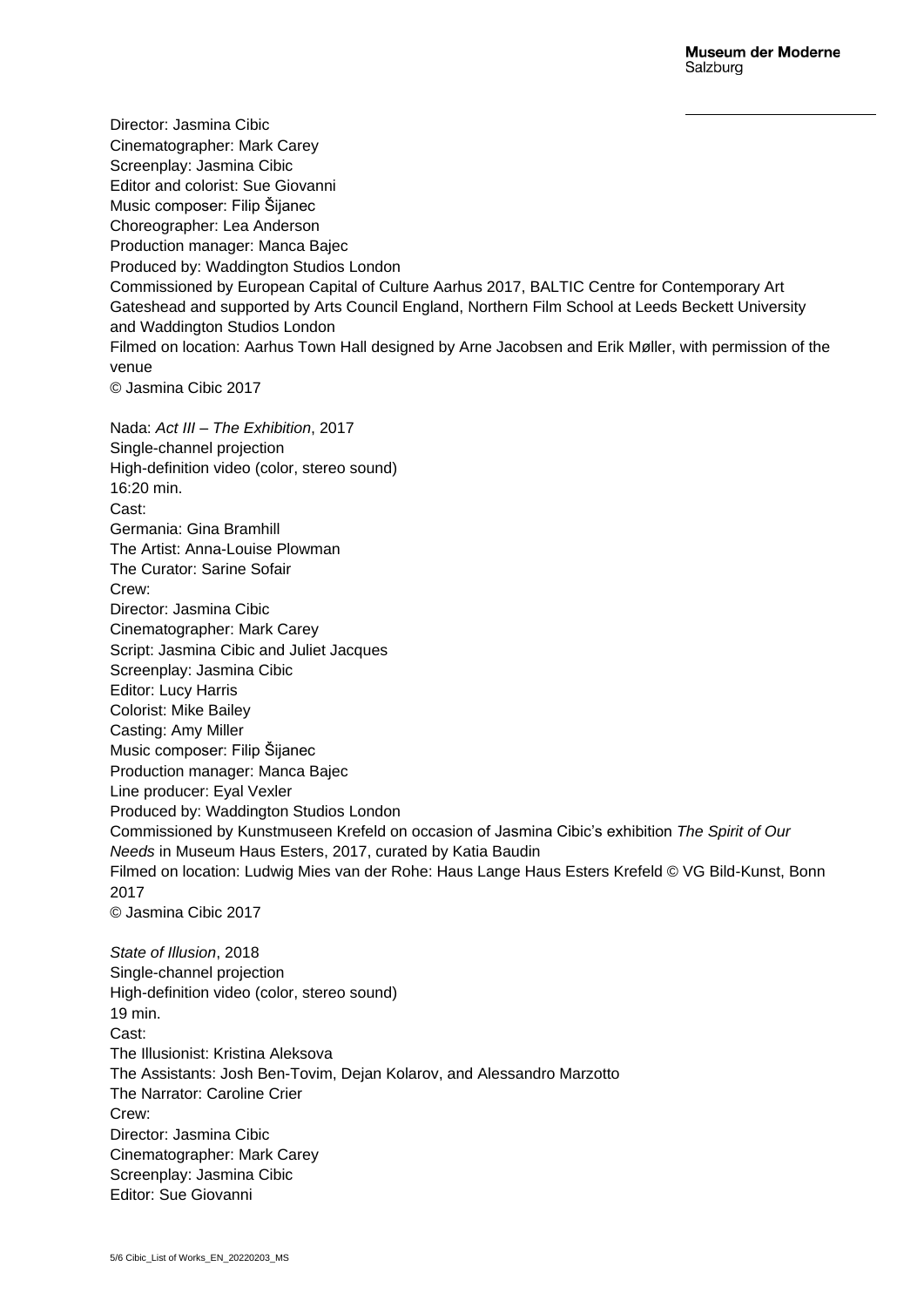Director: Jasmina Cibic  
Cinematographer: Mark Carey  
Screenplay: Jasmina Cibic  
Editor and colorist: Sue Giovanni  
Music composer: Filip Šijanec  
Choreographer: Lea Anderson  
Production manager: Manca Bajec  
Produced by: Waddington Studios London  
Commissioned by European Capital of Culture Aarhus 2017, BALTIC Centre for Contemporary Art Gateshead and supported by Arts Council England, Northern Film School at Leeds Beckett University and Waddington Studios London  
Filmed on location: Aarhus Town Hall designed by Arne Jacobsen and Erik Møller, with permission of the venue  
© Jasmina Cibic 2017

Nada: *Act III – The Exhibition*, 2017  
Single-channel projection  
High-definition video (color, stereo sound)  
16:20 min.  
Cast:  
Germania: Gina Bramhill  
The Artist: Anna-Louise Plowman  
The Curator: Sarine Sofair  
Crew:  
Director: Jasmina Cibic  
Cinematographer: Mark Carey  
Script: Jasmina Cibic and Juliet Jacques  
Screenplay: Jasmina Cibic  
Editor: Lucy Harris  
Colorist: Mike Bailey  
Casting: Amy Miller  
Music composer: Filip Šijanec  
Production manager: Manca Bajec  
Line producer: Eyal Vexler  
Produced by: Waddington Studios London  
Commissioned by Kunstmuseen Krefeld on occasion of Jasmina Cibic's exhibition *The Spirit of Our Needs* in Museum Haus Esters, 2017, curated by Katia Baudin  
Filmed on location: Ludwig Mies van der Rohe: Haus Lange Haus Esters Krefeld © VG Bild-Kunst, Bonn 2017  
© Jasmina Cibic 2017

*State of Illusion*, 2018  
Single-channel projection  
High-definition video (color, stereo sound)  
19 min.  
Cast:  
The Illusionist: Kristina Aleksova  
The Assistants: Josh Ben-Tovim, Dejan Kolarov, and Alessandro Marzotto  
The Narrator: Caroline Crier  
Crew:  
Director: Jasmina Cibic  
Cinematographer: Mark Carey  
Screenplay: Jasmina Cibic  
Editor: Sue Giovanni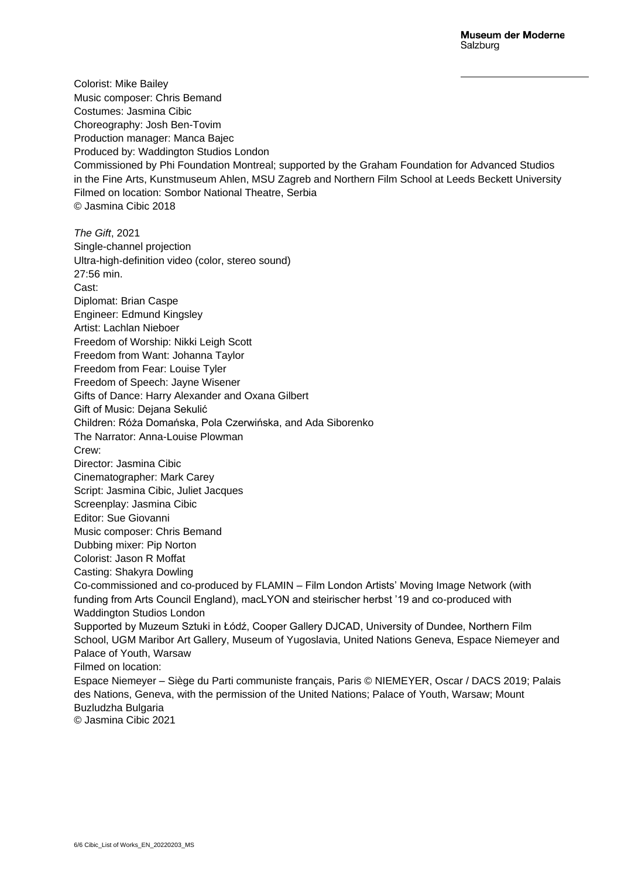Colorist: Mike Bailey
Music composer: Chris Bemand
Costumes: Jasmina Cibic
Choreography: Josh Ben-Tovim
Production manager: Manca Bajec
Produced by: Waddington Studios London
Commissioned by Phi Foundation Montreal; supported by the Graham Foundation for Advanced Studios in the Fine Arts, Kunstmuseum Ahlen, MSU Zagreb and Northern Film School at Leeds Beckett University
Filmed on location: Sombor National Theatre, Serbia
© Jasmina Cibic 2018

*The Gift*, 2021
Single-channel projection
Ultra-high-definition video (color, stereo sound)
27:56 min.
Cast:
Diplomat: Brian Caspe
Engineer: Edmund Kingsley
Artist: Lachlan Nieboer
Freedom of Worship: Nikki Leigh Scott
Freedom from Want: Johanna Taylor
Freedom from Fear: Louise Tyler
Freedom of Speech: Jayne Wisener
Gifts of Dance: Harry Alexander and Oxana Gilbert
Gift of Music: Dejana Sekulić
Children: Róża Domańska, Pola Czerwińska, and Ada Siborenko
The Narrator: Anna-Louise Plowman
Crew:
Director: Jasmina Cibic
Cinematographer: Mark Carey
Script: Jasmina Cibic, Juliet Jacques
Screenplay: Jasmina Cibic
Editor: Sue Giovanni
Music composer: Chris Bemand
Dubbing mixer: Pip Norton
Colorist: Jason R Moffat
Casting: Shakyra Dowling
Co-commissioned and co-produced by FLAMIN – Film London Artists' Moving Image Network (with funding from Arts Council England), macLYON and steirischer herbst '19 and co-produced with Waddington Studios London
Supported by Muzeum Sztuki in Łódź, Cooper Gallery DJCAD, University of Dundee, Northern Film School, UGM Maribor Art Gallery, Museum of Yugoslavia, United Nations Geneva, Espace Niemeyer and Palace of Youth, Warsaw
Filmed on location:
Espace Niemeyer – Siège du Parti communiste français, Paris © NIEMEYER, Oscar / DACS 2019; Palais des Nations, Geneva, with the permission of the United Nations; Palace of Youth, Warsaw; Mount Buzludzha Bulgaria
© Jasmina Cibic 2021